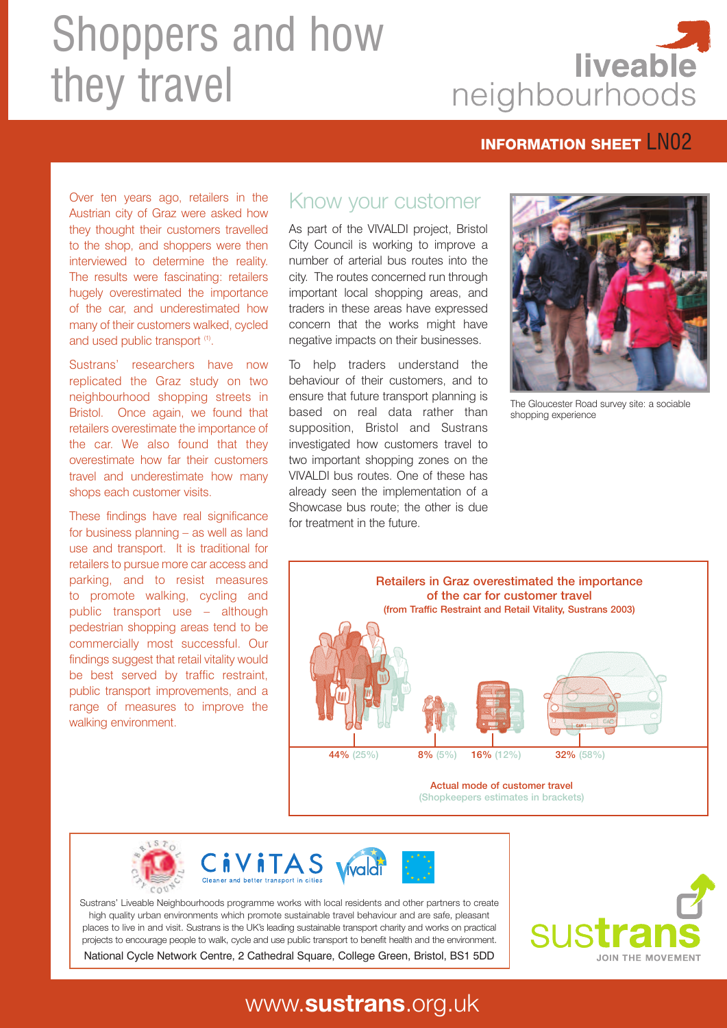# Shoppers and how they travel

liveable neighbourhoods

**INFORMATION SHEET** LN02

Over ten years ago, retailers in the Austrian city of Graz were asked how they thought their customers travelled to the shop, and shoppers were then interviewed to determine the reality. The results were fascinating: retailers hugely overestimated the importance of the car, and underestimated how many of their customers walked, cycled and used public transport [1].

Sustrans' researchers have now replicated the Graz study on two neighbourhood shopping streets in Bristol. Once again, we found that retailers overestimate the importance of the car. We also found that they overestimate how far their customers travel and underestimate how many shops each customer visits.

These findings have real significance for business planning – as well as land use and transport. It is traditional for retailers to pursue more car access and parking, and to resist measures to promote walking, cycling and public transport use – although pedestrian shopping areas tend to be commercially most successful. Our findings suggest that retail vitality would be best served by traffic restraint, public transport improvements, and a range of measures to improve the walking environment.

## Know your customer

As part of the VIVALDI project, Bristol City Council is working to improve a number of arterial bus routes into the city. The routes concerned run through important local shopping areas, and traders in these areas have expressed concern that the works might have negative impacts on their businesses.

To help traders understand the behaviour of their customers, and to ensure that future transport planning is based on real data rather than supposition, Bristol and Sustrans investigated how customers travel to two important shopping zones on the VIVALDI bus routes. One of these has already seen the implementation of a Showcase bus route; the other is due for treatment in the future.

The Gloucester Road survey site: a sociable shopping experience

**Retailers in Graz overestimated the importance of the car for customer travel**
(from Traffic Restraint and Retail Vitality, Sustrans 2003)

44% (25%) | 8% (5%) | 16% (12%) | 32% (58%)

Actual mode of customer travel
(Shopkeepers estimates in brackets)

Sustrans' Liveable Neighbourhoods programme works with local residents and other partners to create high quality urban environments which promote sustainable travel behaviour and are safe, pleasant places to live in and visit. Sustrans is the UK's leading sustainable transport charity and works on practical projects to encourage people to walk, cycle and use public transport to benefit health and the environment.

National Cycle Network Centre, 2 Cathedral Square, College Green, Bristol, BS1 5DD

sustrans JOIN THE MOVEMENT

www.sustrans.org.uk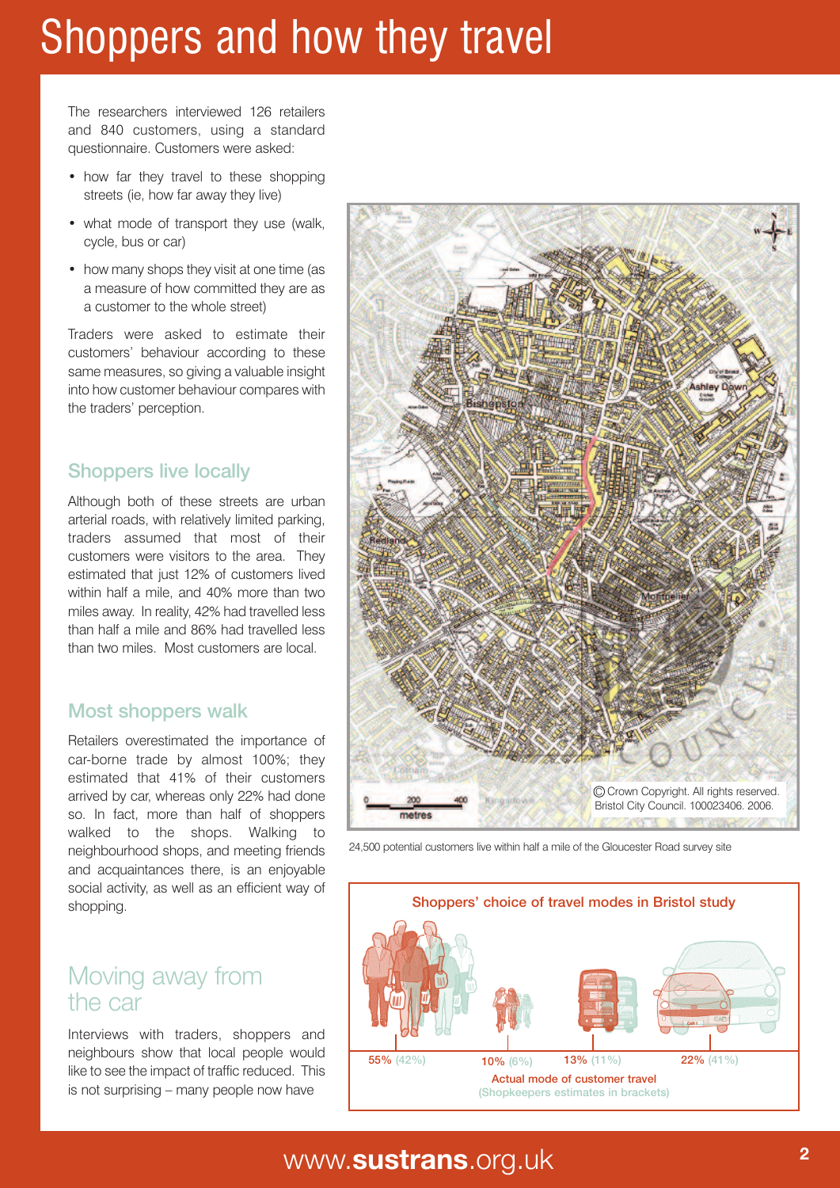# Shoppers and how they travel

The researchers interviewed 126 retailers and 840 customers, using a standard questionnaire. Customers were asked:

- how far they travel to these shopping streets (ie, how far away they live)
- what mode of transport they use (walk, cycle, bus or car)
- how many shops they visit at one time (as a measure of how committed they are as a customer to the whole street)

Traders were asked to estimate their customers' behaviour according to these same measures, so giving a valuable insight into how customer behaviour compares with the traders' perception.

## Shoppers live locally

Although both of these streets are urban arterial roads, with relatively limited parking, traders assumed that most of their customers were visitors to the area. They estimated that just 12% of customers lived within half a mile, and 40% more than two miles away. In reality, 42% had travelled less than half a mile and 86% had travelled less than two miles. Most customers are local.

## Most shoppers walk

Retailers overestimated the importance of car-borne trade by almost 100%; they estimated that 41% of their customers arrived by car, whereas only 22% had done so. In fact, more than half of shoppers walked to the shops. Walking to neighbourhood shops, and meeting friends and acquaintances there, is an enjoyable social activity, as well as an efficient way of shopping.

## Moving away from the car

Interviews with traders, shoppers and neighbours show that local people would like to see the impact of traffic reduced. This is not surprising – many people now have

© Crown Copyright. All rights reserved. Bristol City Council. 100023406. 2006.

24,500 potential customers live within half a mile of the Gloucester Road survey site

**Shoppers' choice of travel modes in Bristol study**

| Walk | Cycle | Bus | Car |
|---|---|---|---|
| 55% (42%) | 10% (6%) | 13% (11%) | 22% (41%) |

Actual mode of customer travel
(Shopkeepers estimates in brackets)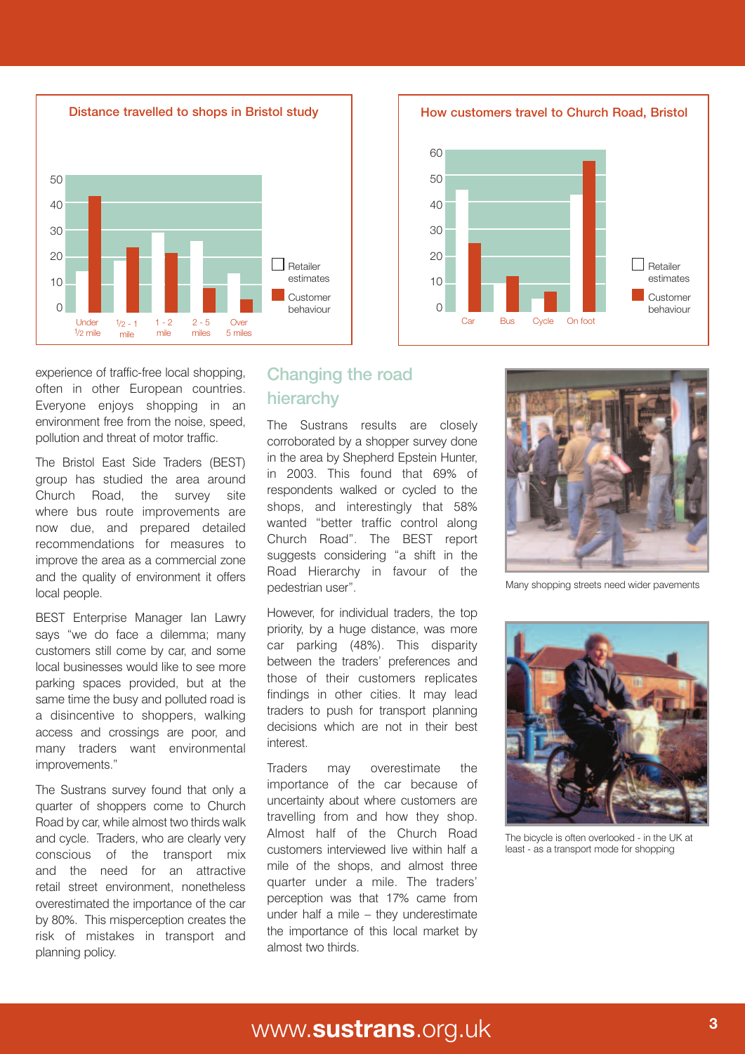**Distance travelled to shops in Bristol study**

(Chart: Retailer estimates vs Customer behaviour; categories: Under ½ mile, ½ - 1 mile, 1 - 2 mile, 2 - 5 miles, Over 5 miles)

**How customers travel to Church Road, Bristol**

(Chart: Retailer estimates vs Customer behaviour; categories: Car, Bus, Cycle, On foot)

experience of traffic-free local shopping, often in other European countries. Everyone enjoys shopping in an environment free from the noise, speed, pollution and threat of motor traffic.

The Bristol East Side Traders (BEST) group has studied the area around Church Road, the survey site where bus route improvements are now due, and prepared detailed recommendations for measures to improve the area as a commercial zone and the quality of environment it offers local people.

BEST Enterprise Manager Ian Lawry says "we do face a dilemma; many customers still come by car, and some local businesses would like to see more parking spaces provided, but at the same time the busy and polluted road is a disincentive to shoppers, walking access and crossings are poor, and many traders want environmental improvements."

The Sustrans survey found that only a quarter of shoppers come to Church Road by car, while almost two thirds walk and cycle. Traders, who are clearly very conscious of the transport mix and the need for an attractive retail street environment, nonetheless overestimated the importance of the car by 80%. This misperception creates the risk of mistakes in transport and planning policy.

## Changing the road hierarchy

The Sustrans results are closely corroborated by a shopper survey done in the area by Shepherd Epstein Hunter, in 2003. This found that 69% of respondents walked or cycled to the shops, and interestingly that 58% wanted "better traffic control along Church Road". The BEST report suggests considering "a shift in the Road Hierarchy in favour of the pedestrian user".

However, for individual traders, the top priority, by a huge distance, was more car parking (48%). This disparity between the traders' preferences and those of their customers replicates findings in other cities. It may lead traders to push for transport planning decisions which are not in their best interest.

Traders may overestimate the importance of the car because of uncertainty about where customers are travelling from and how they shop. Almost half of the Church Road customers interviewed live within half a mile of the shops, and almost three quarter under a mile. The traders' perception was that 17% came from under half a mile – they underestimate the importance of this local market by almost two thirds.

Many shopping streets need wider pavements

The bicycle is often overlooked - in the UK at least - as a transport mode for shopping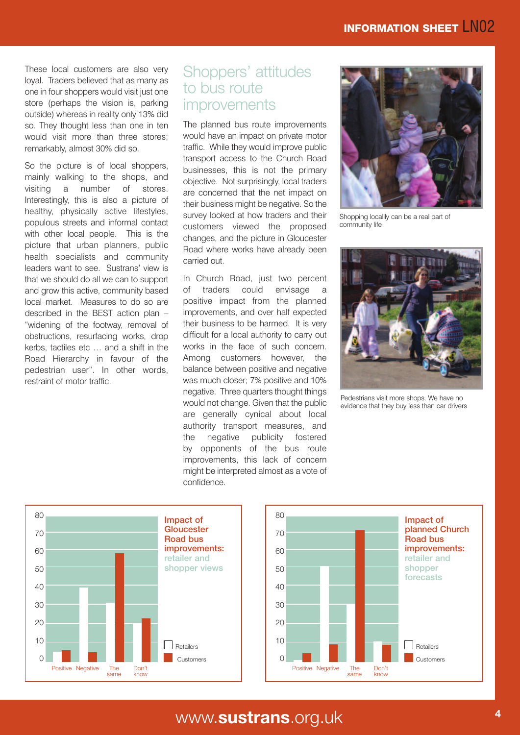These local customers are also very loyal. Traders believed that as many as one in four shoppers would visit just one store (perhaps the vision is, parking outside) whereas in reality only 13% did so. They thought less than one in ten would visit more than three stores; remarkably, almost 30% did so.

So the picture is of local shoppers, mainly walking to the shops, and visiting a number of stores. Interestingly, this is also a picture of healthy, physically active lifestyles, populous streets and informal contact with other local people. This is the picture that urban planners, public health specialists and community leaders want to see. Sustrans' view is that we should do all we can to support and grow this active, community based local market. Measures to do so are described in the BEST action plan – "widening of the footway, removal of obstructions, resurfacing works, drop kerbs, tactiles etc … and a shift in the Road Hierarchy in favour of the pedestrian user". In other words, restraint of motor traffic.

## Shoppers' attitudes to bus route improvements

The planned bus route improvements would have an impact on private motor traffic. While they would improve public transport access to the Church Road businesses, this is not the primary objective. Not surprisingly, local traders are concerned that the net impact on their business might be negative. So the survey looked at how traders and their customers viewed the proposed changes, and the picture in Gloucester Road where works have already been carried out.

In Church Road, just two percent of traders could envisage a positive impact from the planned improvements, and over half expected their business to be harmed. It is very difficult for a local authority to carry out works in the face of such concern. Among customers however, the balance between positive and negative was much closer; 7% positive and 10% negative. Three quarters thought things would not change. Given that the public are generally cynical about local authority transport measures, and the negative publicity fostered by opponents of the bus route improvements, this lack of concern might be interpreted almost as a vote of confidence.

Shopping locallly can be a real part of community life

Pedestrians visit more shops. We have no evidence that they buy less than car drivers

**Impact of Gloucester Road bus improvements:** retailer and shopper views

(Bar chart: Positive, Negative, The same, Don't know; Retailers and Customers)

**Impact of planned Church Road bus improvements:** retailer and shopper forecasts

(Bar chart: Positive, Negative, The same, Don't know; Retailers and Customers)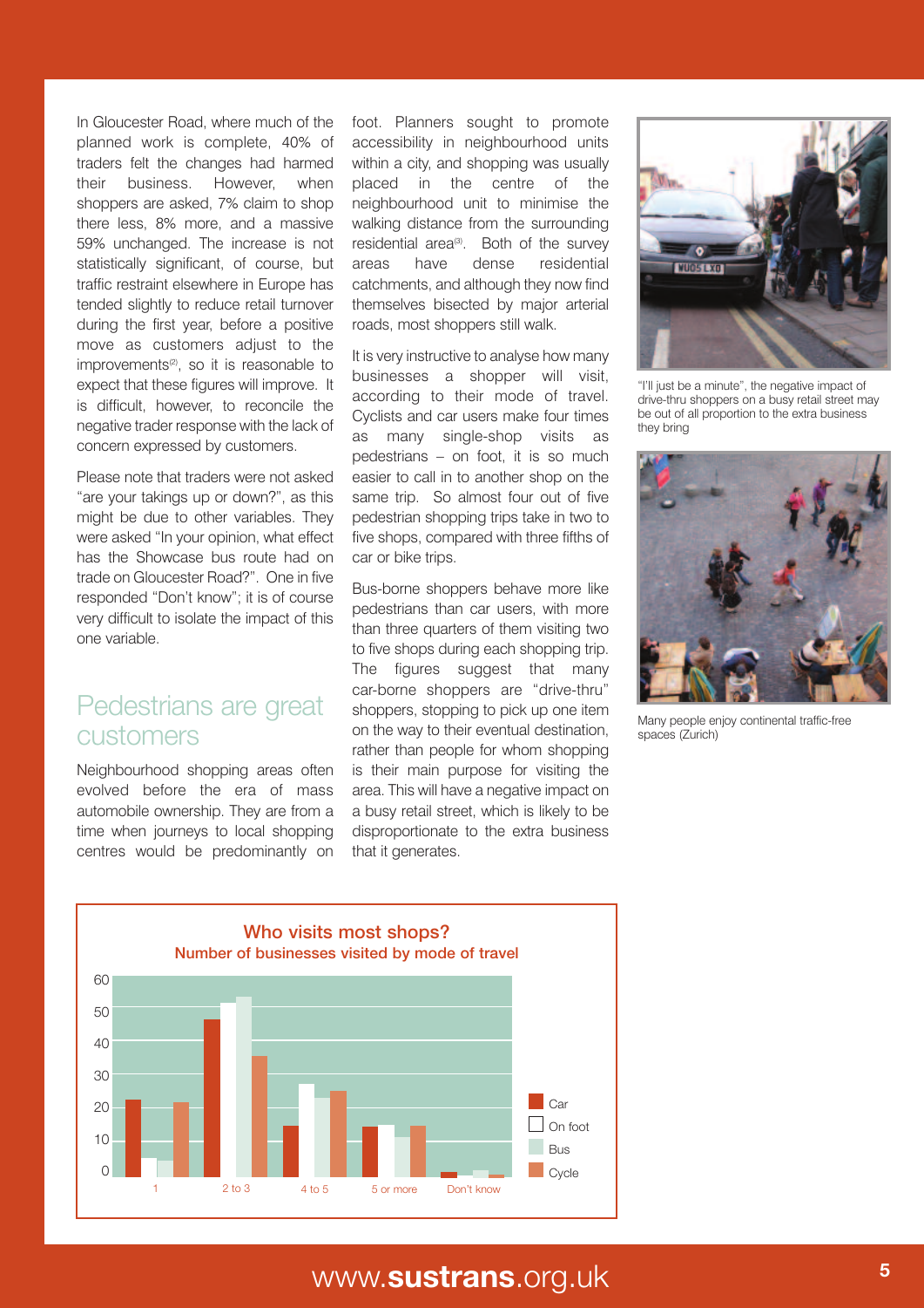In Gloucester Road, where much of the planned work is complete, 40% of traders felt the changes had harmed their business. However, when shoppers are asked, 7% claim to shop there less, 8% more, and a massive 59% unchanged. The increase is not statistically significant, of course, but traffic restraint elsewhere in Europe has tended slightly to reduce retail turnover during the first year, before a positive move as customers adjust to the improvements[2], so it is reasonable to expect that these figures will improve. It is difficult, however, to reconcile the negative trader response with the lack of concern expressed by customers.

Please note that traders were not asked "are your takings up or down?", as this might be due to other variables. They were asked "In your opinion, what effect has the Showcase bus route had on trade on Gloucester Road?". One in five responded "Don't know"; it is of course very difficult to isolate the impact of this one variable.

## Pedestrians are great customers

Neighbourhood shopping areas often evolved before the era of mass automobile ownership. They are from a time when journeys to local shopping centres would be predominantly on foot. Planners sought to promote accessibility in neighbourhood units within a city, and shopping was usually placed in the centre of the neighbourhood unit to minimise the walking distance from the surrounding residential area[3]. Both of the survey areas have dense residential catchments, and although they now find themselves bisected by major arterial roads, most shoppers still walk.

It is very instructive to analyse how many businesses a shopper will visit, according to their mode of travel. Cyclists and car users make four times as many single-shop visits as pedestrians – on foot, it is so much easier to call in to another shop on the same trip. So almost four out of five pedestrian shopping trips take in two to five shops, compared with three fifths of car or bike trips.

Bus-borne shoppers behave more like pedestrians than car users, with more than three quarters of them visiting two to five shops during each shopping trip. The figures suggest that many car-borne shoppers are "drive-thru" shoppers, stopping to pick up one item on the way to their eventual destination, rather than people for whom shopping is their main purpose for visiting the area. This will have a negative impact on a busy retail street, which is likely to be disproportionate to the extra business that it generates.

"I'll just be a minute", the negative impact of drive-thru shoppers on a busy retail street may be out of all proportion to the extra business they bring

Many people enjoy continental traffic-free spaces (Zurich)

**Who visits most shops?**
**Number of businesses visited by mode of travel**

| | Car | On foot | Bus | Cycle |
|---|---|---|---|---|
| 1 | 22 | 5 | 4 | 21 |
| 2 to 3 | 46 | 51 | 53 | 35 |
| 4 to 5 | 15 | 27 | 23 | 25 |
| 5 or more | 14 | 15 | 11 | 15 |
| Don't know | 1 | 0 | 2 | 1 |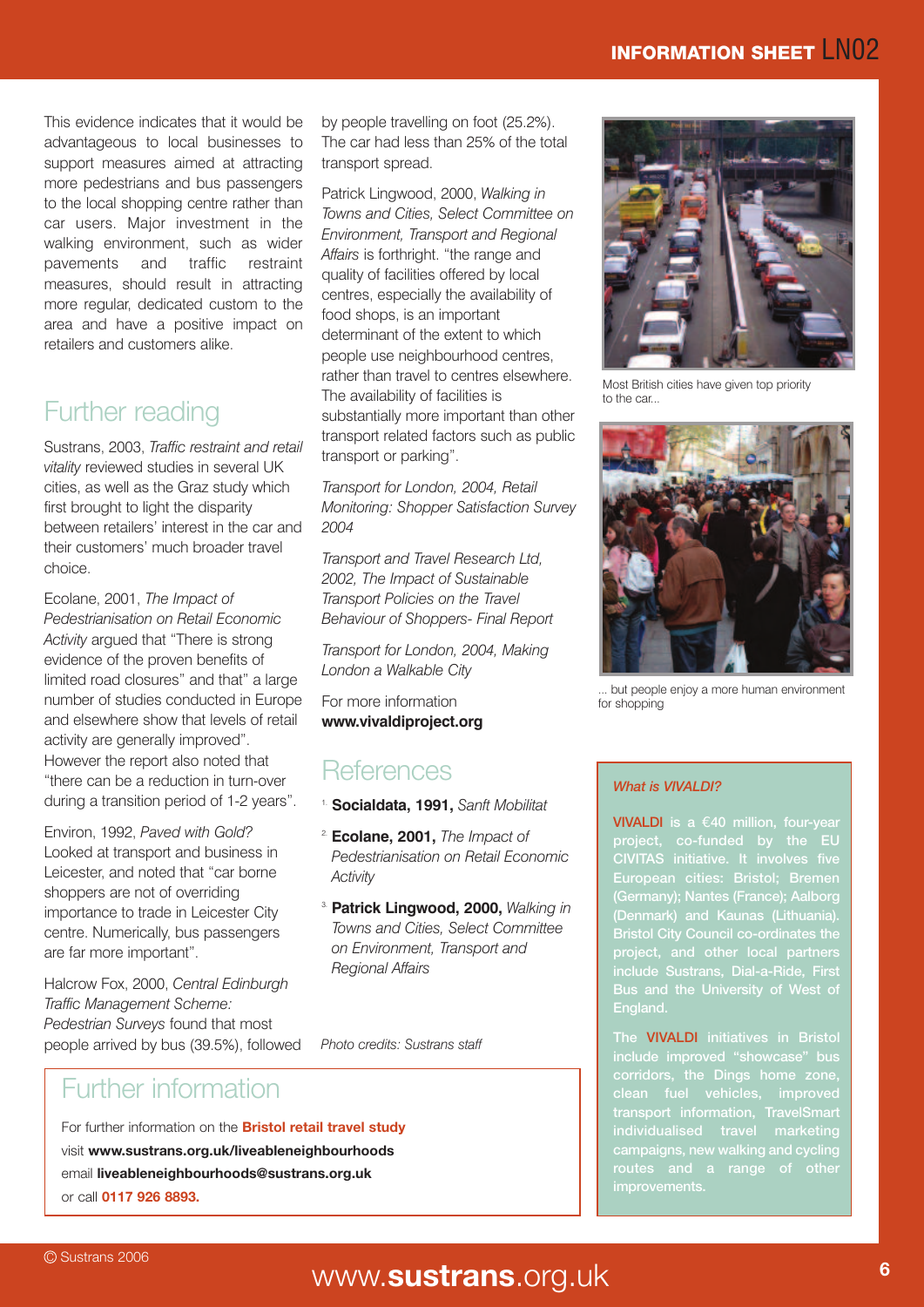This evidence indicates that it would be advantageous to local businesses to support measures aimed at attracting more pedestrians and bus passengers to the local shopping centre rather than car users. Major investment in the walking environment, such as wider pavements and traffic restraint measures, should result in attracting more regular, dedicated custom to the area and have a positive impact on retailers and customers alike.

## Further reading

Sustrans, 2003, *Traffic restraint and retail vitality* reviewed studies in several UK cities, as well as the Graz study which first brought to light the disparity between retailers' interest in the car and their customers' much broader travel choice.

Ecolane, 2001, *The Impact of Pedestrianisation on Retail Economic Activity* argued that "There is strong evidence of the proven benefits of limited road closures" and that" a large number of studies conducted in Europe and elsewhere show that levels of retail activity are generally improved". However the report also noted that "there can be a reduction in turn-over during a transition period of 1-2 years".

Environ, 1992, *Paved with Gold?* Looked at transport and business in Leicester, and noted that "car borne shoppers are not of overriding importance to trade in Leicester City centre. Numerically, bus passengers are far more important".

Halcrow Fox, 2000, *Central Edinburgh Traffic Management Scheme: Pedestrian Surveys* found that most people arrived by bus (39.5%), followed by people travelling on foot (25.2%). The car had less than 25% of the total transport spread.

Patrick Lingwood, 2000, *Walking in Towns and Cities, Select Committee on Environment, Transport and Regional Affairs* is forthright. "the range and quality of facilities offered by local centres, especially the availability of food shops, is an important determinant of the extent to which people use neighbourhood centres, rather than travel to centres elsewhere. The availability of facilities is substantially more important than other transport related factors such as public transport or parking".

*Transport for London, 2004, Retail Monitoring: Shopper Satisfaction Survey 2004*

*Transport and Travel Research Ltd, 2002, The Impact of Sustainable Transport Policies on the Travel Behaviour of Shoppers- Final Report*

*Transport for London, 2004, Making London a Walkable City*

For more information
**www.vivaldiproject.org**

## References

1. **Socialdata, 1991,** *Sanft Mobilitat*
2. **Ecolane, 2001,** *The Impact of Pedestrianisation on Retail Economic Activity*
3. **Patrick Lingwood, 2000,** *Walking in Towns and Cities, Select Committee on Environment, Transport and Regional Affairs*

*Photo credits: Sustrans staff*

Most British cities have given top priority to the car...

... but people enjoy a more human environment for shopping

### *What is VIVALDI?*

**VIVALDI** is a €40 million, four-year project, co-funded by the EU CIVITAS initiative. It involves five European cities: Bristol; Bremen (Germany); Nantes (France); Aalborg (Denmark) and Kaunas (Lithuania). Bristol City Council co-ordinates the project, and other local partners include Sustrans, Dial-a-Ride, First Bus and the University of West of England.

The **VIVALDI** initiatives in Bristol include improved "showcase" bus corridors, the Dings home zone, clean fuel vehicles, improved transport information, TravelSmart individualised travel marketing campaigns, new walking and cycling routes and a range of other improvements.

## Further information

For further information on the **Bristol retail travel study**
visit **www.sustrans.org.uk/liveableneighbourhoods**
email **liveableneighbourhoods@sustrans.org.uk**
or call **0117 926 8893.**